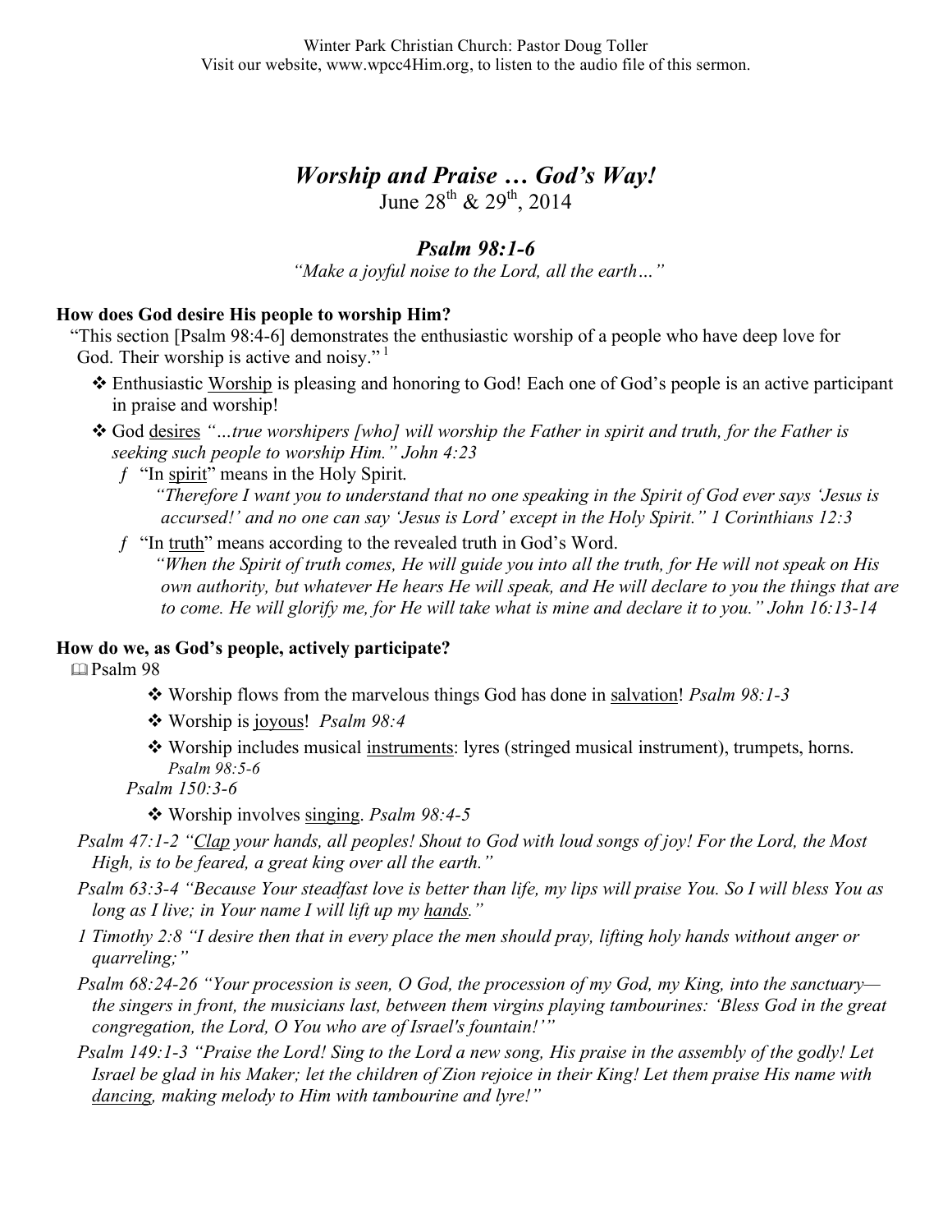Winter Park Christian Church: Pastor Doug Toller
Visit our website, www.wpcc4Him.org, to listen to the audio file of this sermon.

# *Worship and Praise … God's Way!*

June 28th & 29th, 2014

## *Psalm 98:1-6*

*"Make a joyful noise to the Lord, all the earth…"*

**How does God desire His people to worship Him?**

"This section [Psalm 98:4-6] demonstrates the enthusiastic worship of a people who have deep love for God. Their worship is active and noisy." [1]

- Enthusiastic Worship is pleasing and honoring to God! Each one of God's people is an active participant in praise and worship!
- God desires *"…true worshipers [who] will worship the Father in spirit and truth, for the Father is seeking such people to worship Him." John 4:23*
  - "In spirit" means in the Holy Spirit.
    *"Therefore I want you to understand that no one speaking in the Spirit of God ever says 'Jesus is accursed!' and no one can say 'Jesus is Lord' except in the Holy Spirit." 1 Corinthians 12:3*
  - "In truth" means according to the revealed truth in God's Word.
    *"When the Spirit of truth comes, He will guide you into all the truth, for He will not speak on His own authority, but whatever He hears He will speak, and He will declare to you the things that are to come. He will glorify me, for He will take what is mine and declare it to you." John 16:13-14*

**How do we, as God's people, actively participate?**

Psalm 98

- Worship flows from the marvelous things God has done in salvation! *Psalm 98:1-3*
- Worship is joyous! *Psalm 98:4*
- Worship includes musical instruments: lyres (stringed musical instrument), trumpets, horns. *Psalm 98:5-6*

*Psalm 150:3-6*

- Worship involves singing. *Psalm 98:4-5*

*Psalm 47:1-2 "Clap your hands, all peoples! Shout to God with loud songs of joy! For the Lord, the Most High, is to be feared, a great king over all the earth."*

*Psalm 63:3-4 "Because Your steadfast love is better than life, my lips will praise You. So I will bless You as long as I live; in Your name I will lift up my hands."*

*1 Timothy 2:8 "I desire then that in every place the men should pray, lifting holy hands without anger or quarreling;"*

*Psalm 68:24-26 "Your procession is seen, O God, the procession of my God, my King, into the sanctuary—the singers in front, the musicians last, between them virgins playing tambourines: 'Bless God in the great congregation, the Lord, O You who are of Israel's fountain!'"*

*Psalm 149:1-3 "Praise the Lord! Sing to the Lord a new song, His praise in the assembly of the godly! Let Israel be glad in his Maker; let the children of Zion rejoice in their King! Let them praise His name with dancing, making melody to Him with tambourine and lyre!"*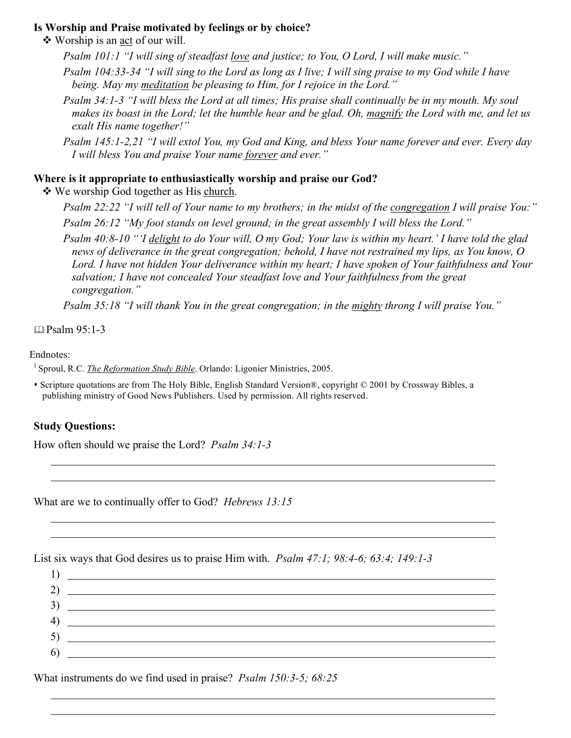**Is Worship and Praise motivated by feelings or by choice?**

- ❖ Worship is an act of our will.

*Psalm 101:1 "I will sing of steadfast love and justice; to You, O Lord, I will make music."*

*Psalm 104:33-34 "I will sing to the Lord as long as I live; I will sing praise to my God while I have being. May my meditation be pleasing to Him, for I rejoice in the Lord."*

*Psalm 34:1-3 "I will bless the Lord at all times; His praise shall continually be in my mouth. My soul makes its boast in the Lord; let the humble hear and be glad. Oh, magnify the Lord with me, and let us exalt His name together!"*

*Psalm 145:1-2,21 "I will extol You, my God and King, and bless Your name forever and ever. Every day I will bless You and praise Your name forever and ever."*

**Where is it appropriate to enthusiastically worship and praise our God?**

- ❖ We worship God together as His church.

*Psalm 22:22 "I will tell of Your name to my brothers; in the midst of the congregation I will praise You:"*

*Psalm 26:12 "My foot stands on level ground; in the great assembly I will bless the Lord."*

*Psalm 40:8-10 "'I delight to do Your will, O my God; Your law is within my heart.' I have told the glad news of deliverance in the great congregation; behold, I have not restrained my lips, as You know, O Lord. I have not hidden Your deliverance within my heart; I have spoken of Your faithfulness and Your salvation; I have not concealed Your steadfast love and Your faithfulness from the great congregation."*

*Psalm 35:18 "I will thank You in the great congregation; in the mighty throng I will praise You."*

📖 Psalm 95:1-3

Endnotes:

[1] Sproul, R.C. *The Reformation Study Bible*. Orlando: Ligonier Ministries, 2005.

⬩ Scripture quotations are from The Holy Bible, English Standard Version®, copyright © 2001 by Crossway Bibles, a publishing ministry of Good News Publishers. Used by permission. All rights reserved.

**Study Questions:**

How often should we praise the Lord? *Psalm 34:1-3*

______________________________________________

______________________________________________

What are we to continually offer to God? *Hebrews 13:15*

______________________________________________

______________________________________________

List six ways that God desires us to praise Him with. *Psalm 47:1; 98:4-6; 63:4; 149:1-3*

1) ______________________________________________
2) ______________________________________________
3) ______________________________________________
4) ______________________________________________
5) ______________________________________________
6) ______________________________________________

What instruments do we find used in praise? *Psalm 150:3-5; 68:25*

______________________________________________

______________________________________________